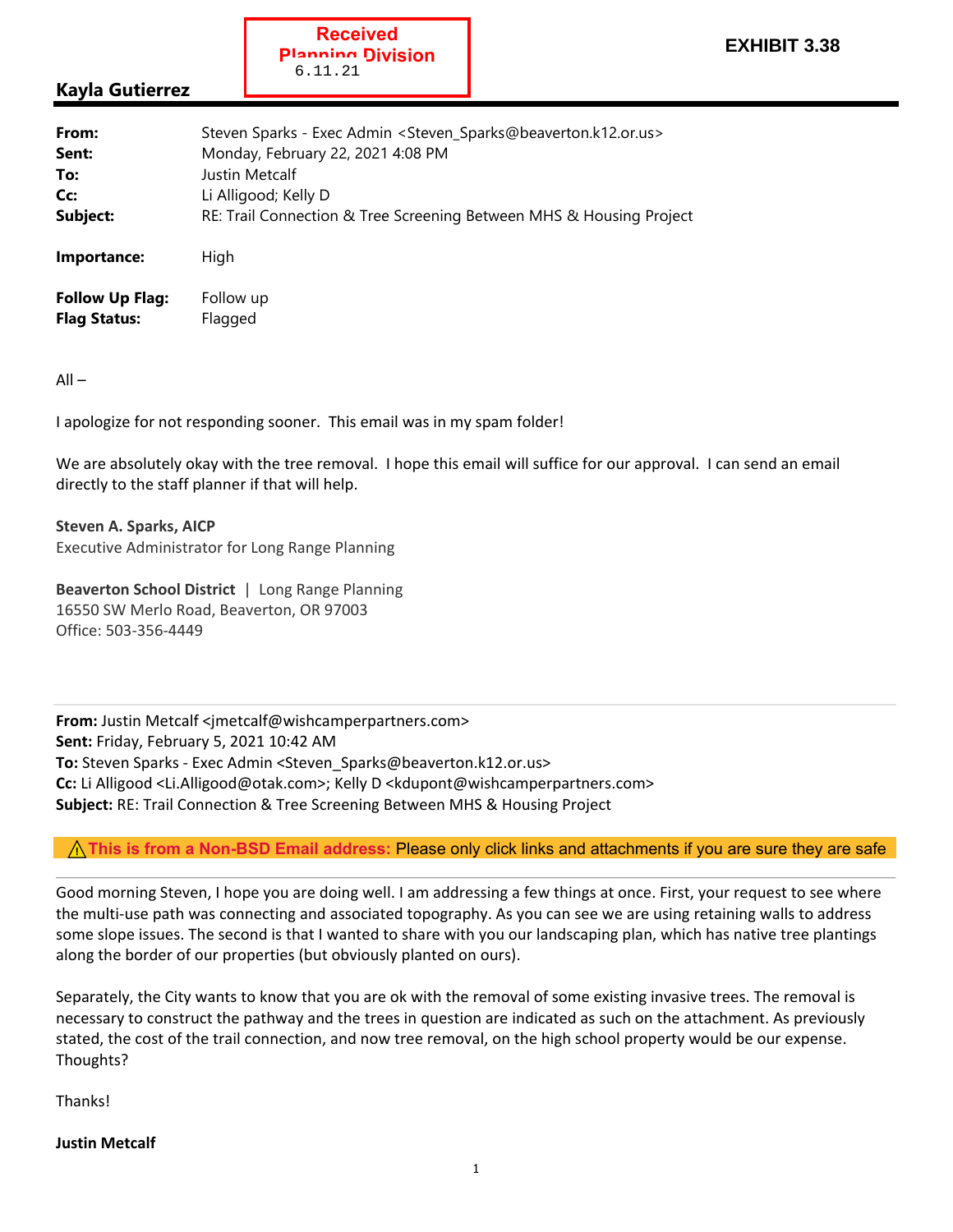Received Planning Division 6.11.21

**EXHIBIT 3.38**

## Kayla Gutierrez

| | |
|---|---|
| **From:** | Steven Sparks - Exec Admin <Steven_Sparks@beaverton.k12.or.us> |
| **Sent:** | Monday, February 22, 2021 4:08 PM |
| **To:** | Justin Metcalf |
| **Cc:** | Li Alligood; Kelly D |
| **Subject:** | RE: Trail Connection & Tree Screening Between MHS & Housing Project |
| **Importance:** | High |
| **Follow Up Flag:** | Follow up |
| **Flag Status:** | Flagged |

All –

I apologize for not responding sooner. This email was in my spam folder!

We are absolutely okay with the tree removal. I hope this email will suffice for our approval. I can send an email directly to the staff planner if that will help.

**Steven A. Sparks, AICP**
Executive Administrator for Long Range Planning

**Beaverton School District** | Long Range Planning
16550 SW Merlo Road, Beaverton, OR 97003
Office: 503-356-4449

---

**From:** Justin Metcalf <jmetcalf@wishcamperpartners.com>
**Sent:** Friday, February 5, 2021 10:42 AM
**To:** Steven Sparks - Exec Admin <Steven_Sparks@beaverton.k12.or.us>
**Cc:** Li Alligood <Li.Alligood@otak.com>; Kelly D <kdupont@wishcamperpartners.com>
**Subject:** RE: Trail Connection & Tree Screening Between MHS & Housing Project

⚠**This is from a Non-BSD Email address:** Please only click links and attachments if you are sure they are safe

Good morning Steven, I hope you are doing well. I am addressing a few things at once. First, your request to see where the multi-use path was connecting and associated topography. As you can see we are using retaining walls to address some slope issues. The second is that I wanted to share with you our landscaping plan, which has native tree plantings along the border of our properties (but obviously planted on ours).

Separately, the City wants to know that you are ok with the removal of some existing invasive trees. The removal is necessary to construct the pathway and the trees in question are indicated as such on the attachment. As previously stated, the cost of the trail connection, and now tree removal, on the high school property would be our expense. Thoughts?

Thanks!

**Justin Metcalf**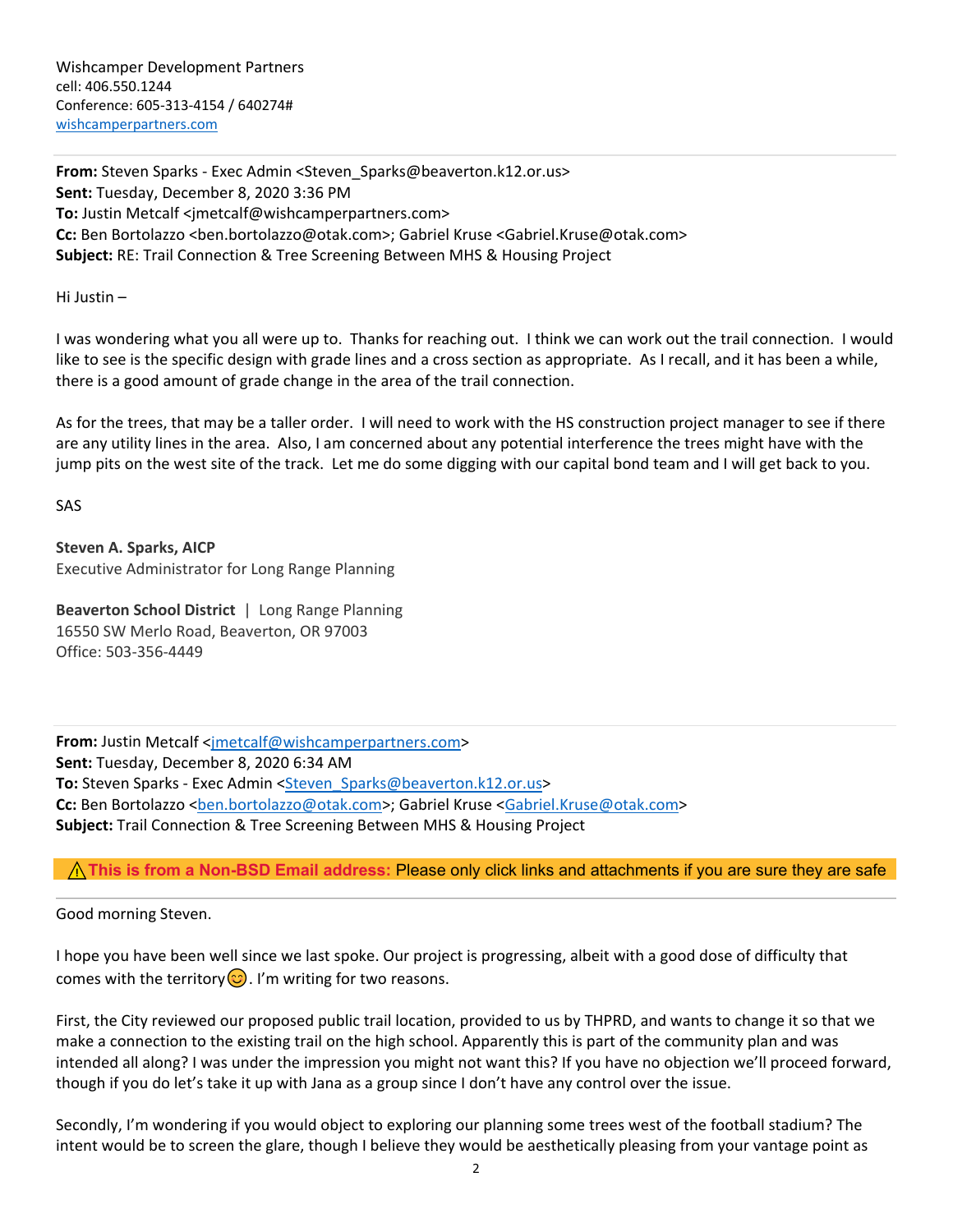Wishcamper Development Partners
cell: 406.550.1244
Conference: 605-313-4154 / 640274#
wishcamperpartners.com

---

**From:** Steven Sparks - Exec Admin <Steven_Sparks@beaverton.k12.or.us>
**Sent:** Tuesday, December 8, 2020 3:36 PM
**To:** Justin Metcalf <jmetcalf@wishcamperpartners.com>
**Cc:** Ben Bortolazzo <ben.bortolazzo@otak.com>; Gabriel Kruse <Gabriel.Kruse@otak.com>
**Subject:** RE: Trail Connection & Tree Screening Between MHS & Housing Project

Hi Justin –

I was wondering what you all were up to. Thanks for reaching out. I think we can work out the trail connection. I would like to see is the specific design with grade lines and a cross section as appropriate. As I recall, and it has been a while, there is a good amount of grade change in the area of the trail connection.

As for the trees, that may be a taller order. I will need to work with the HS construction project manager to see if there are any utility lines in the area. Also, I am concerned about any potential interference the trees might have with the jump pits on the west site of the track. Let me do some digging with our capital bond team and I will get back to you.

SAS

**Steven A. Sparks, AICP**
Executive Administrator for Long Range Planning

**Beaverton School District** | Long Range Planning
16550 SW Merlo Road, Beaverton, OR 97003
Office: 503-356-4449

---

**From:** Justin Metcalf <jmetcalf@wishcamperpartners.com>
**Sent:** Tuesday, December 8, 2020 6:34 AM
**To:** Steven Sparks - Exec Admin <Steven_Sparks@beaverton.k12.or.us>
**Cc:** Ben Bortolazzo <ben.bortolazzo@otak.com>; Gabriel Kruse <Gabriel.Kruse@otak.com>
**Subject:** Trail Connection & Tree Screening Between MHS & Housing Project

⚠ **This is from a Non-BSD Email address:** Please only click links and attachments if you are sure they are safe

---

Good morning Steven.

I hope you have been well since we last spoke. Our project is progressing, albeit with a good dose of difficulty that comes with the territory😊. I'm writing for two reasons.

First, the City reviewed our proposed public trail location, provided to us by THPRD, and wants to change it so that we make a connection to the existing trail on the high school. Apparently this is part of the community plan and was intended all along? I was under the impression you might not want this? If you have no objection we'll proceed forward, though if you do let's take it up with Jana as a group since I don't have any control over the issue.

Secondly, I'm wondering if you would object to exploring our planning some trees west of the football stadium? The intent would be to screen the glare, though I believe they would be aesthetically pleasing from your vantage point as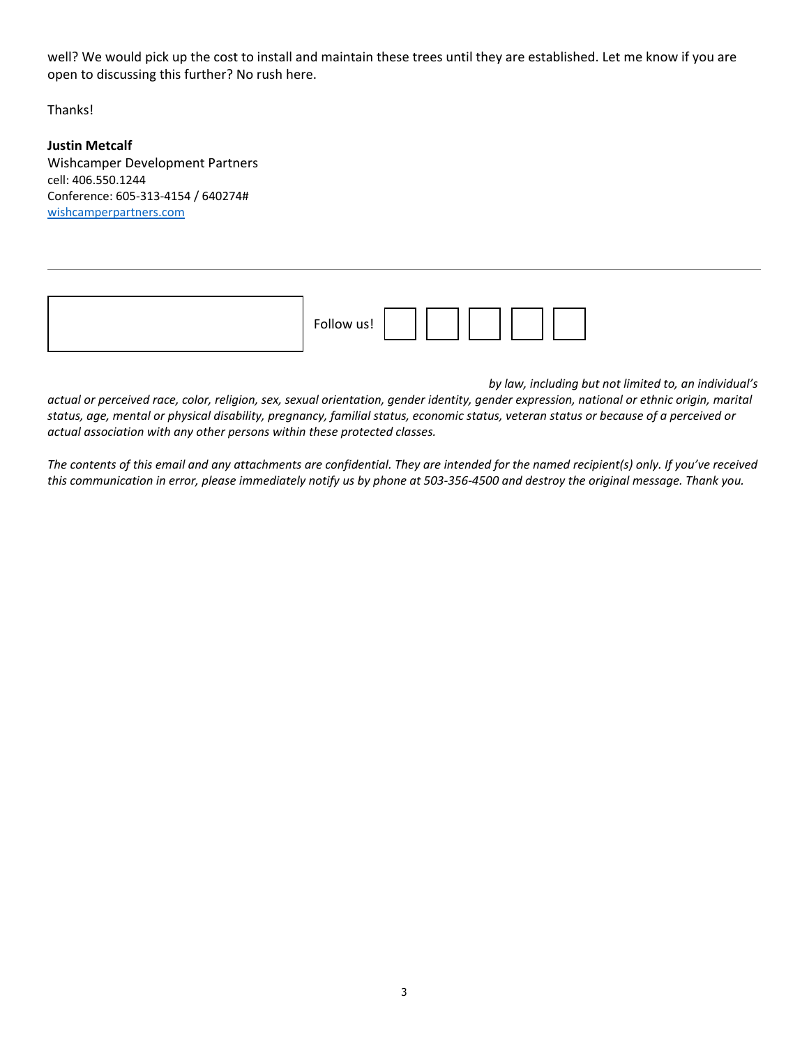well? We would pick up the cost to install and maintain these trees until they are established. Let me know if you are open to discussing this further? No rush here.

Thanks!

**Justin Metcalf**
Wishcamper Development Partners
cell: 406.550.1244
Conference: 605-313-4154 / 640274#
wishcamperpartners.com

---

Follow us!

*by law, including but not limited to, an individual's actual or perceived race, color, religion, sex, sexual orientation, gender identity, gender expression, national or ethnic origin, marital status, age, mental or physical disability, pregnancy, familial status, economic status, veteran status or because of a perceived or actual association with any other persons within these protected classes.*

*The contents of this email and any attachments are confidential. They are intended for the named recipient(s) only. If you've received this communication in error, please immediately notify us by phone at 503-356-4500 and destroy the original message. Thank you.*